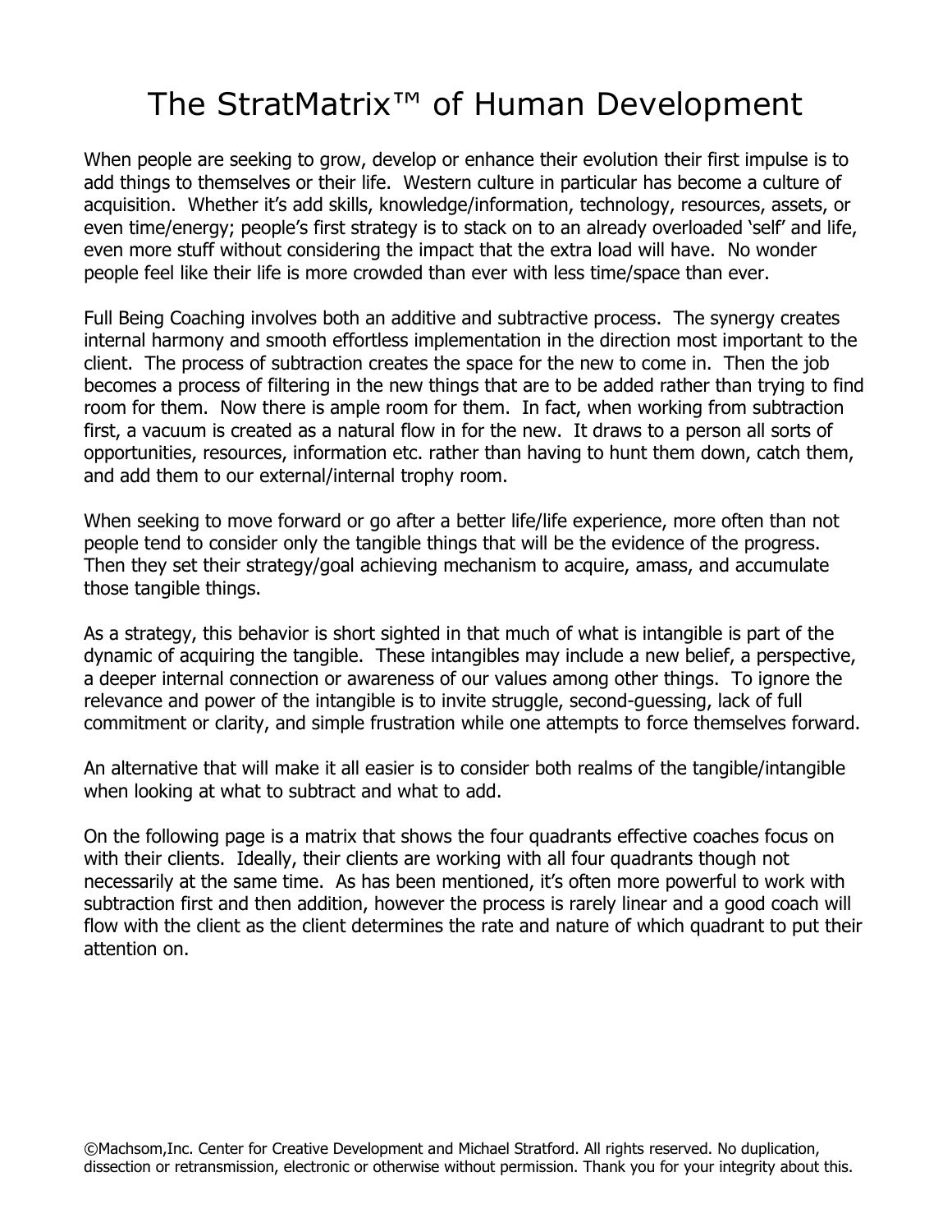# The StratMatrix™ of Human Development

When people are seeking to grow, develop or enhance their evolution their first impulse is to add things to themselves or their life. Western culture in particular has become a culture of acquisition. Whether it's add skills, knowledge/information, technology, resources, assets, or even time/energy; people's first strategy is to stack on to an already overloaded 'self' and life, even more stuff without considering the impact that the extra load will have. No wonder people feel like their life is more crowded than ever with less time/space than ever.

Full Being Coaching involves both an additive and subtractive process. The synergy creates internal harmony and smooth effortless implementation in the direction most important to the client. The process of subtraction creates the space for the new to come in. Then the job becomes a process of filtering in the new things that are to be added rather than trying to find room for them. Now there is ample room for them. In fact, when working from subtraction first, a vacuum is created as a natural flow in for the new. It draws to a person all sorts of opportunities, resources, information etc. rather than having to hunt them down, catch them, and add them to our external/internal trophy room.

When seeking to move forward or go after a better life/life experience, more often than not people tend to consider only the tangible things that will be the evidence of the progress. Then they set their strategy/goal achieving mechanism to acquire, amass, and accumulate those tangible things.

As a strategy, this behavior is short sighted in that much of what is intangible is part of the dynamic of acquiring the tangible. These intangibles may include a new belief, a perspective, a deeper internal connection or awareness of our values among other things. To ignore the relevance and power of the intangible is to invite struggle, second-guessing, lack of full commitment or clarity, and simple frustration while one attempts to force themselves forward.

An alternative that will make it all easier is to consider both realms of the tangible/intangible when looking at what to subtract and what to add.

On the following page is a matrix that shows the four quadrants effective coaches focus on with their clients. Ideally, their clients are working with all four quadrants though not necessarily at the same time. As has been mentioned, it's often more powerful to work with subtraction first and then addition, however the process is rarely linear and a good coach will flow with the client as the client determines the rate and nature of which quadrant to put their attention on.

©Machsom,Inc. Center for Creative Development and Michael Stratford. All rights reserved. No duplication, dissection or retransmission, electronic or otherwise without permission. Thank you for your integrity about this.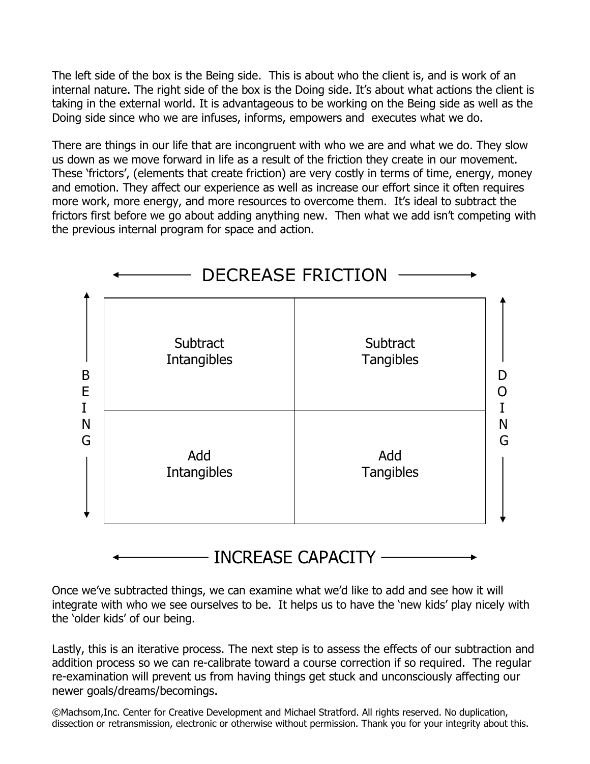The left side of the box is the Being side. This is about who the client is, and is work of an internal nature. The right side of the box is the Doing side. It's about what actions the client is taking in the external world. It is advantageous to be working on the Being side as well as the Doing side since who we are infuses, informs, empowers and executes what we do.

There are things in our life that are incongruent with who we are and what we do. They slow us down as we move forward in life as a result of the friction they create in our movement. These 'frictors', (elements that create friction) are very costly in terms of time, energy, money and emotion. They affect our experience as well as increase our effort since it often requires more work, more energy, and more resources to overcome them. It's ideal to subtract the frictors first before we go about adding anything new. Then what we add isn't competing with the previous internal program for space and action.

← DECREASE FRICTION →

| BEING | | | DOING |
|---|---|---|---|
| | Subtract Intangibles | Subtract Tangibles | |
| | Add Intangibles | Add Tangibles | |

← INCREASE CAPACITY →

Once we've subtracted things, we can examine what we'd like to add and see how it will integrate with who we see ourselves to be. It helps us to have the 'new kids' play nicely with the 'older kids' of our being.

Lastly, this is an iterative process. The next step is to assess the effects of our subtraction and addition process so we can re-calibrate toward a course correction if so required. The regular re-examination will prevent us from having things get stuck and unconsciously affecting our newer goals/dreams/becomings.

©Machsom,Inc. Center for Creative Development and Michael Stratford. All rights reserved. No duplication, dissection or retransmission, electronic or otherwise without permission. Thank you for your integrity about this.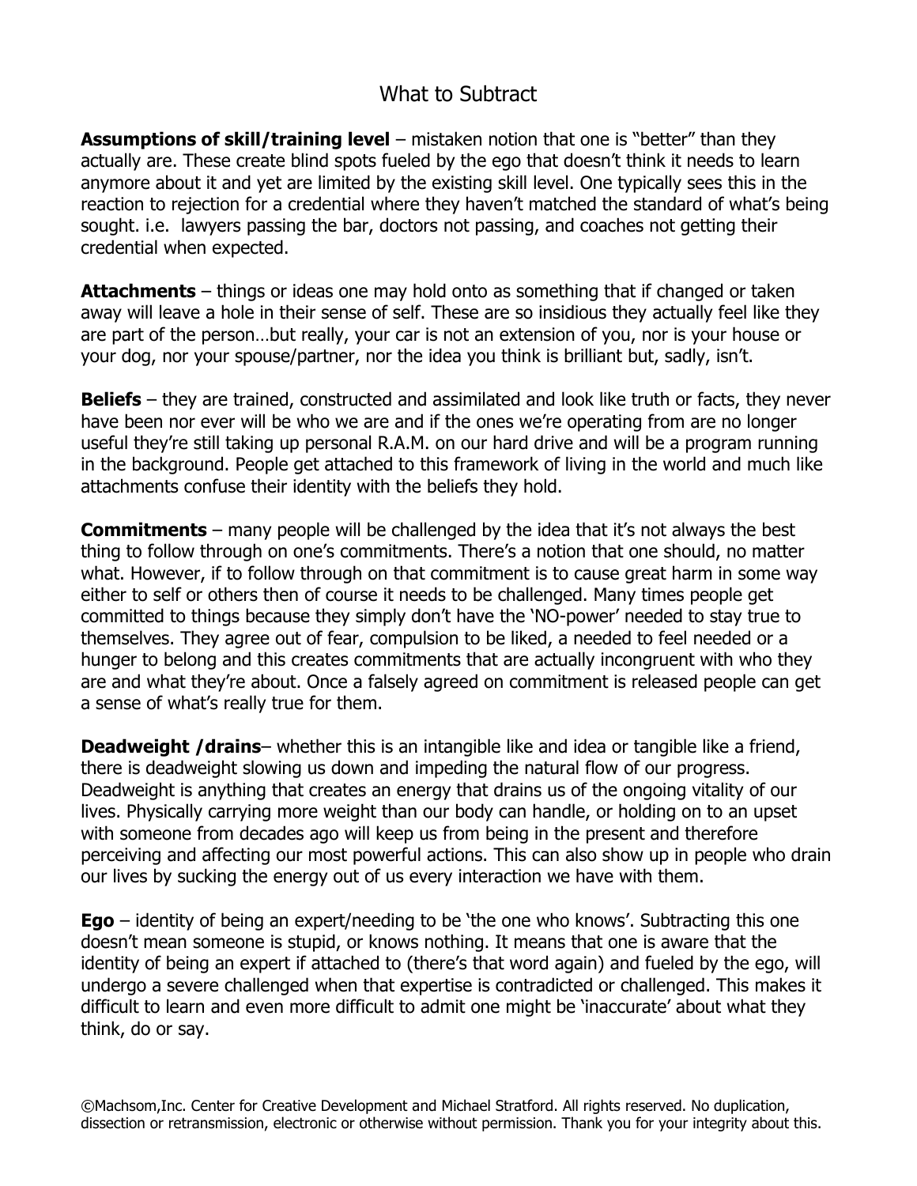## What to Subtract

**Assumptions of skill/training level** – mistaken notion that one is "better" than they actually are. These create blind spots fueled by the ego that doesn't think it needs to learn anymore about it and yet are limited by the existing skill level. One typically sees this in the reaction to rejection for a credential where they haven't matched the standard of what's being sought. i.e. lawyers passing the bar, doctors not passing, and coaches not getting their credential when expected.

**Attachments** – things or ideas one may hold onto as something that if changed or taken away will leave a hole in their sense of self. These are so insidious they actually feel like they are part of the person…but really, your car is not an extension of you, nor is your house or your dog, nor your spouse/partner, nor the idea you think is brilliant but, sadly, isn't.

**Beliefs** – they are trained, constructed and assimilated and look like truth or facts, they never have been nor ever will be who we are and if the ones we're operating from are no longer useful they're still taking up personal R.A.M. on our hard drive and will be a program running in the background. People get attached to this framework of living in the world and much like attachments confuse their identity with the beliefs they hold.

**Commitments** – many people will be challenged by the idea that it's not always the best thing to follow through on one's commitments. There's a notion that one should, no matter what. However, if to follow through on that commitment is to cause great harm in some way either to self or others then of course it needs to be challenged. Many times people get committed to things because they simply don't have the 'NO-power' needed to stay true to themselves. They agree out of fear, compulsion to be liked, a needed to feel needed or a hunger to belong and this creates commitments that are actually incongruent with who they are and what they're about. Once a falsely agreed on commitment is released people can get a sense of what's really true for them.

**Deadweight /drains**– whether this is an intangible like and idea or tangible like a friend, there is deadweight slowing us down and impeding the natural flow of our progress. Deadweight is anything that creates an energy that drains us of the ongoing vitality of our lives. Physically carrying more weight than our body can handle, or holding on to an upset with someone from decades ago will keep us from being in the present and therefore perceiving and affecting our most powerful actions. This can also show up in people who drain our lives by sucking the energy out of us every interaction we have with them.

**Ego** – identity of being an expert/needing to be 'the one who knows'. Subtracting this one doesn't mean someone is stupid, or knows nothing. It means that one is aware that the identity of being an expert if attached to (there's that word again) and fueled by the ego, will undergo a severe challenged when that expertise is contradicted or challenged. This makes it difficult to learn and even more difficult to admit one might be 'inaccurate' about what they think, do or say.

©Machsom,Inc. Center for Creative Development and Michael Stratford. All rights reserved. No duplication, dissection or retransmission, electronic or otherwise without permission. Thank you for your integrity about this.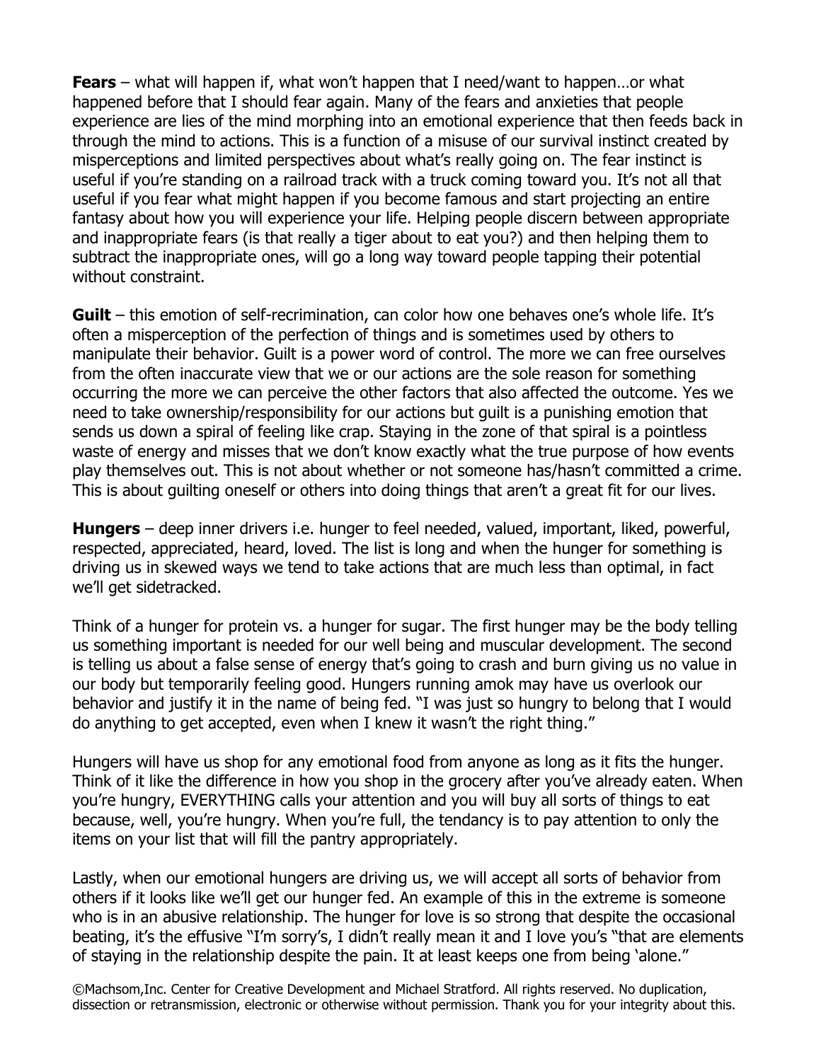**Fears** – what will happen if, what won't happen that I need/want to happen…or what happened before that I should fear again. Many of the fears and anxieties that people experience are lies of the mind morphing into an emotional experience that then feeds back in through the mind to actions. This is a function of a misuse of our survival instinct created by misperceptions and limited perspectives about what's really going on. The fear instinct is useful if you're standing on a railroad track with a truck coming toward you. It's not all that useful if you fear what might happen if you become famous and start projecting an entire fantasy about how you will experience your life. Helping people discern between appropriate and inappropriate fears (is that really a tiger about to eat you?) and then helping them to subtract the inappropriate ones, will go a long way toward people tapping their potential without constraint.

**Guilt** – this emotion of self-recrimination, can color how one behaves one's whole life. It's often a misperception of the perfection of things and is sometimes used by others to manipulate their behavior. Guilt is a power word of control. The more we can free ourselves from the often inaccurate view that we or our actions are the sole reason for something occurring the more we can perceive the other factors that also affected the outcome. Yes we need to take ownership/responsibility for our actions but guilt is a punishing emotion that sends us down a spiral of feeling like crap. Staying in the zone of that spiral is a pointless waste of energy and misses that we don't know exactly what the true purpose of how events play themselves out. This is not about whether or not someone has/hasn't committed a crime. This is about guilting oneself or others into doing things that aren't a great fit for our lives.

**Hungers** – deep inner drivers i.e. hunger to feel needed, valued, important, liked, powerful, respected, appreciated, heard, loved. The list is long and when the hunger for something is driving us in skewed ways we tend to take actions that are much less than optimal, in fact we'll get sidetracked.

Think of a hunger for protein vs. a hunger for sugar. The first hunger may be the body telling us something important is needed for our well being and muscular development. The second is telling us about a false sense of energy that's going to crash and burn giving us no value in our body but temporarily feeling good. Hungers running amok may have us overlook our behavior and justify it in the name of being fed. "I was just so hungry to belong that I would do anything to get accepted, even when I knew it wasn't the right thing."

Hungers will have us shop for any emotional food from anyone as long as it fits the hunger. Think of it like the difference in how you shop in the grocery after you've already eaten. When you're hungry, EVERYTHING calls your attention and you will buy all sorts of things to eat because, well, you're hungry. When you're full, the tendancy is to pay attention to only the items on your list that will fill the pantry appropriately.

Lastly, when our emotional hungers are driving us, we will accept all sorts of behavior from others if it looks like we'll get our hunger fed. An example of this in the extreme is someone who is in an abusive relationship. The hunger for love is so strong that despite the occasional beating, it's the effusive "I'm sorry's, I didn't really mean it and I love you's "that are elements of staying in the relationship despite the pain. It at least keeps one from being 'alone."

©Machsom,Inc. Center for Creative Development and Michael Stratford. All rights reserved. No duplication, dissection or retransmission, electronic or otherwise without permission. Thank you for your integrity about this.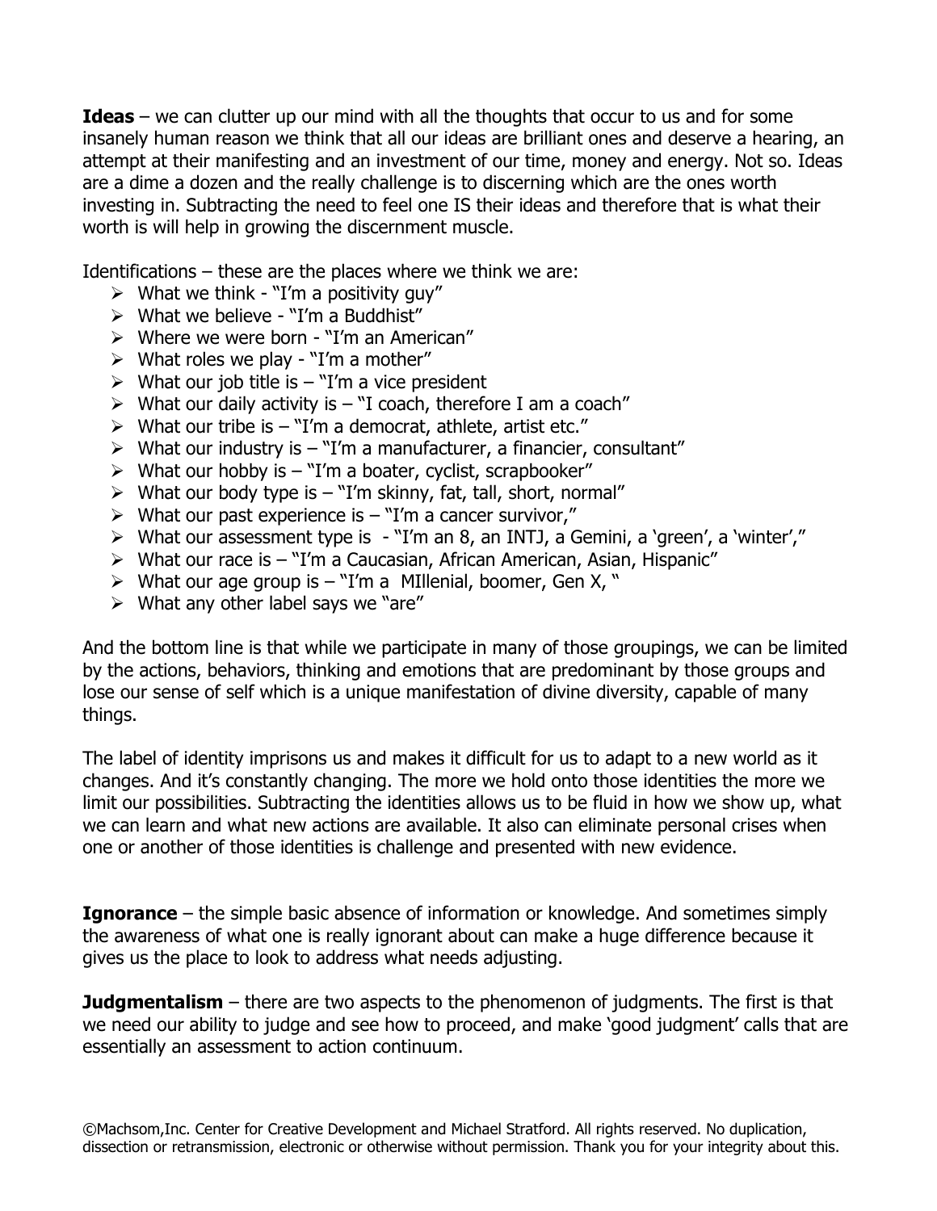**Ideas** – we can clutter up our mind with all the thoughts that occur to us and for some insanely human reason we think that all our ideas are brilliant ones and deserve a hearing, an attempt at their manifesting and an investment of our time, money and energy. Not so. Ideas are a dime a dozen and the really challenge is to discerning which are the ones worth investing in. Subtracting the need to feel one IS their ideas and therefore that is what their worth is will help in growing the discernment muscle.

Identifications – these are the places where we think we are:

- What we think - "I'm a positivity guy"
- What we believe - "I'm a Buddhist"
- Where we were born - "I'm an American"
- What roles we play - "I'm a mother"
- What our job title is – "I'm a vice president
- What our daily activity is – "I coach, therefore I am a coach"
- What our tribe is – "I'm a democrat, athlete, artist etc."
- What our industry is – "I'm a manufacturer, a financier, consultant"
- What our hobby is – "I'm a boater, cyclist, scrapbooker"
- What our body type is – "I'm skinny, fat, tall, short, normal"
- What our past experience is – "I'm a cancer survivor,"
- What our assessment type is - "I'm an 8, an INTJ, a Gemini, a 'green', a 'winter',"
- What our race is – "I'm a Caucasian, African American, Asian, Hispanic"
- What our age group is – "I'm a MIllenial, boomer, Gen X, "
- What any other label says we "are"

And the bottom line is that while we participate in many of those groupings, we can be limited by the actions, behaviors, thinking and emotions that are predominant by those groups and lose our sense of self which is a unique manifestation of divine diversity, capable of many things.

The label of identity imprisons us and makes it difficult for us to adapt to a new world as it changes. And it's constantly changing. The more we hold onto those identities the more we limit our possibilities. Subtracting the identities allows us to be fluid in how we show up, what we can learn and what new actions are available. It also can eliminate personal crises when one or another of those identities is challenge and presented with new evidence.

**Ignorance** – the simple basic absence of information or knowledge. And sometimes simply the awareness of what one is really ignorant about can make a huge difference because it gives us the place to look to address what needs adjusting.

**Judgmentalism** – there are two aspects to the phenomenon of judgments. The first is that we need our ability to judge and see how to proceed, and make 'good judgment' calls that are essentially an assessment to action continuum.

©Machsom,Inc. Center for Creative Development and Michael Stratford. All rights reserved. No duplication, dissection or retransmission, electronic or otherwise without permission. Thank you for your integrity about this.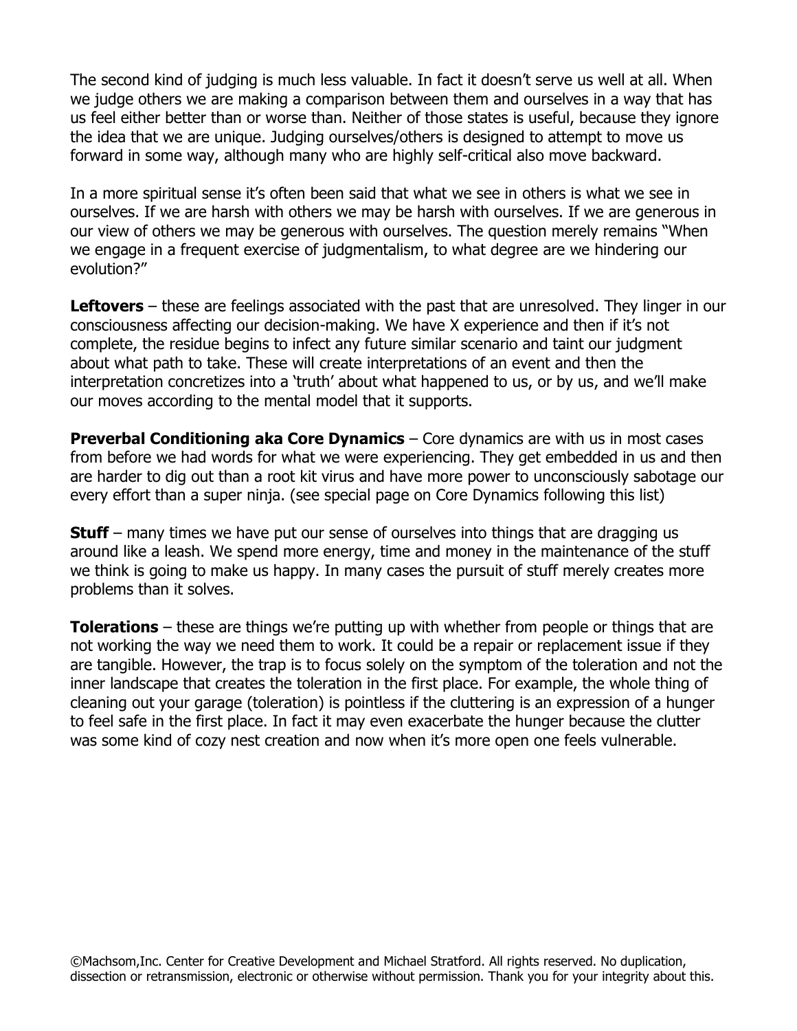The second kind of judging is much less valuable. In fact it doesn't serve us well at all. When we judge others we are making a comparison between them and ourselves in a way that has us feel either better than or worse than. Neither of those states is useful, because they ignore the idea that we are unique. Judging ourselves/others is designed to attempt to move us forward in some way, although many who are highly self-critical also move backward.

In a more spiritual sense it's often been said that what we see in others is what we see in ourselves. If we are harsh with others we may be harsh with ourselves. If we are generous in our view of others we may be generous with ourselves. The question merely remains "When we engage in a frequent exercise of judgmentalism, to what degree are we hindering our evolution?"

**Leftovers** – these are feelings associated with the past that are unresolved. They linger in our consciousness affecting our decision-making. We have X experience and then if it's not complete, the residue begins to infect any future similar scenario and taint our judgment about what path to take. These will create interpretations of an event and then the interpretation concretizes into a 'truth' about what happened to us, or by us, and we'll make our moves according to the mental model that it supports.

**Preverbal Conditioning aka Core Dynamics** – Core dynamics are with us in most cases from before we had words for what we were experiencing. They get embedded in us and then are harder to dig out than a root kit virus and have more power to unconsciously sabotage our every effort than a super ninja. (see special page on Core Dynamics following this list)

**Stuff** – many times we have put our sense of ourselves into things that are dragging us around like a leash. We spend more energy, time and money in the maintenance of the stuff we think is going to make us happy. In many cases the pursuit of stuff merely creates more problems than it solves.

**Tolerations** – these are things we're putting up with whether from people or things that are not working the way we need them to work. It could be a repair or replacement issue if they are tangible. However, the trap is to focus solely on the symptom of the toleration and not the inner landscape that creates the toleration in the first place. For example, the whole thing of cleaning out your garage (toleration) is pointless if the cluttering is an expression of a hunger to feel safe in the first place. In fact it may even exacerbate the hunger because the clutter was some kind of cozy nest creation and now when it's more open one feels vulnerable.

©Machsom,Inc. Center for Creative Development and Michael Stratford. All rights reserved. No duplication, dissection or retransmission, electronic or otherwise without permission. Thank you for your integrity about this.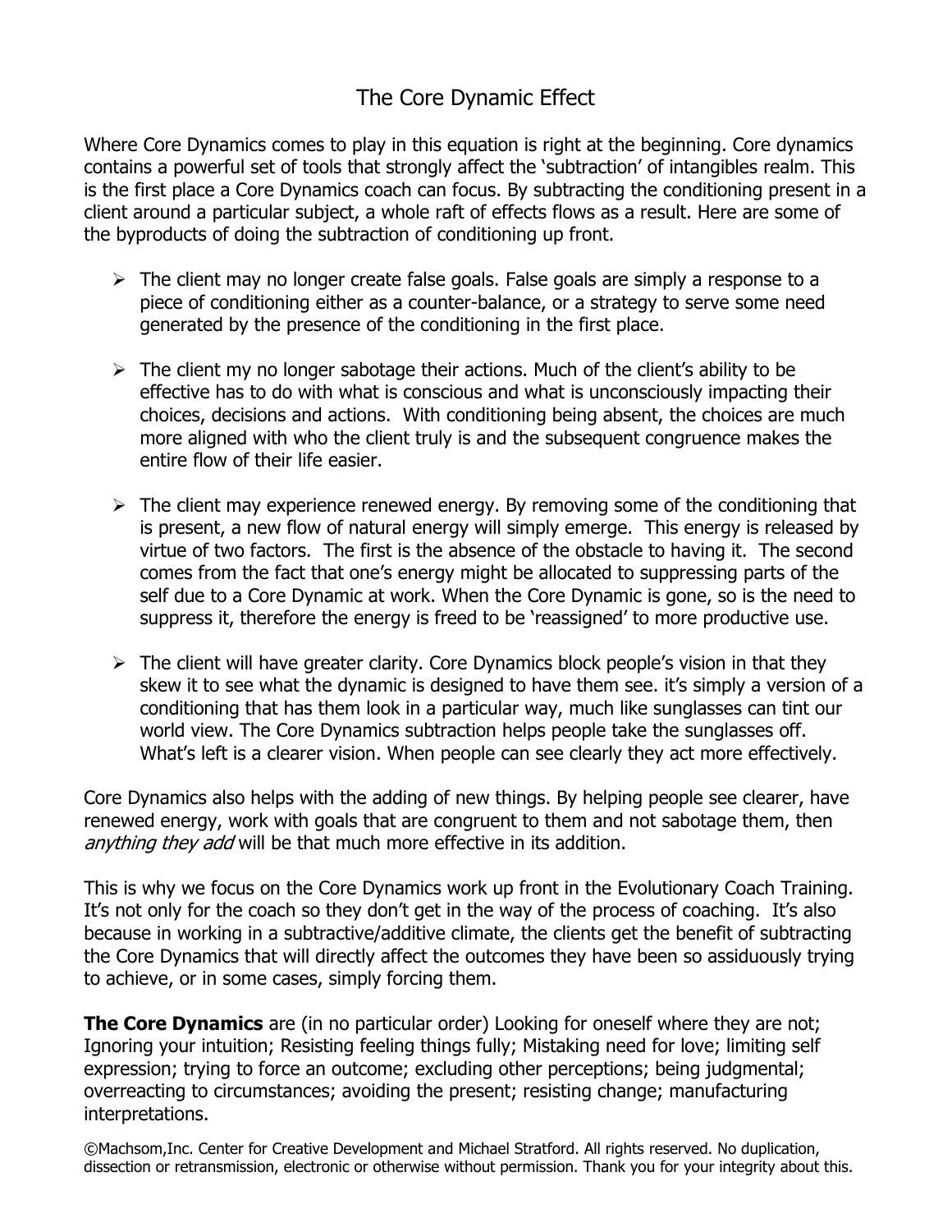# The Core Dynamic Effect

Where Core Dynamics comes to play in this equation is right at the beginning. Core dynamics contains a powerful set of tools that strongly affect the 'subtraction' of intangibles realm. This is the first place a Core Dynamics coach can focus. By subtracting the conditioning present in a client around a particular subject, a whole raft of effects flows as a result. Here are some of the byproducts of doing the subtraction of conditioning up front.

- The client may no longer create false goals. False goals are simply a response to a piece of conditioning either as a counter-balance, or a strategy to serve some need generated by the presence of the conditioning in the first place.

- The client my no longer sabotage their actions. Much of the client's ability to be effective has to do with what is conscious and what is unconsciously impacting their choices, decisions and actions. With conditioning being absent, the choices are much more aligned with who the client truly is and the subsequent congruence makes the entire flow of their life easier.

- The client may experience renewed energy. By removing some of the conditioning that is present, a new flow of natural energy will simply emerge. This energy is released by virtue of two factors. The first is the absence of the obstacle to having it. The second comes from the fact that one's energy might be allocated to suppressing parts of the self due to a Core Dynamic at work. When the Core Dynamic is gone, so is the need to suppress it, therefore the energy is freed to be 'reassigned' to more productive use.

- The client will have greater clarity. Core Dynamics block people's vision in that they skew it to see what the dynamic is designed to have them see. it's simply a version of a conditioning that has them look in a particular way, much like sunglasses can tint our world view. The Core Dynamics subtraction helps people take the sunglasses off. What's left is a clearer vision. When people can see clearly they act more effectively.

Core Dynamics also helps with the adding of new things. By helping people see clearer, have renewed energy, work with goals that are congruent to them and not sabotage them, then *anything they add* will be that much more effective in its addition.

This is why we focus on the Core Dynamics work up front in the Evolutionary Coach Training. It's not only for the coach so they don't get in the way of the process of coaching. It's also because in working in a subtractive/additive climate, the clients get the benefit of subtracting the Core Dynamics that will directly affect the outcomes they have been so assiduously trying to achieve, or in some cases, simply forcing them.

**The Core Dynamics** are (in no particular order) Looking for oneself where they are not; Ignoring your intuition; Resisting feeling things fully; Mistaking need for love; limiting self expression; trying to force an outcome; excluding other perceptions; being judgmental; overreacting to circumstances; avoiding the present; resisting change; manufacturing interpretations.

©Machsom,Inc. Center for Creative Development and Michael Stratford. All rights reserved. No duplication, dissection or retransmission, electronic or otherwise without permission. Thank you for your integrity about this.